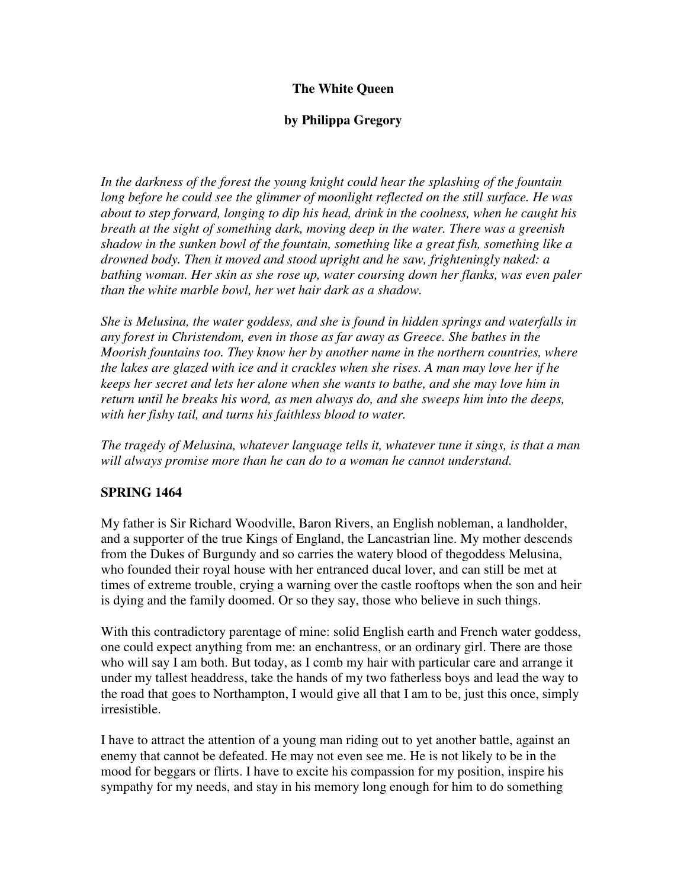**The White Queen**

**by Philippa Gregory**

*In the darkness of the forest the young knight could hear the splashing of the fountain long before he could see the glimmer of moonlight reflected on the still surface. He was about to step forward, longing to dip his head, drink in the coolness, when he caught his breath at the sight of something dark, moving deep in the water. There was a greenish shadow in the sunken bowl of the fountain, something like a great fish, something like a drowned body. Then it moved and stood upright and he saw, frighteningly naked: a bathing woman. Her skin as she rose up, water coursing down her flanks, was even paler than the white marble bowl, her wet hair dark as a shadow.*

*She is Melusina, the water goddess, and she is found in hidden springs and waterfalls in any forest in Christendom, even in those as far away as Greece. She bathes in the Moorish fountains too. They know her by another name in the northern countries, where the lakes are glazed with ice and it crackles when she rises. A man may love her if he keeps her secret and lets her alone when she wants to bathe, and she may love him in return until he breaks his word, as men always do, and she sweeps him into the deeps, with her fishy tail, and turns his faithless blood to water.*

*The tragedy of Melusina, whatever language tells it, whatever tune it sings, is that a man will always promise more than he can do to a woman he cannot understand.*

**SPRING 1464**

My father is Sir Richard Woodville, Baron Rivers, an English nobleman, a landholder, and a supporter of the true Kings of England, the Lancastrian line. My mother descends from the Dukes of Burgundy and so carries the watery blood of thegoddess Melusina, who founded their royal house with her entranced ducal lover, and can still be met at times of extreme trouble, crying a warning over the castle rooftops when the son and heir is dying and the family doomed. Or so they say, those who believe in such things.

With this contradictory parentage of mine: solid English earth and French water goddess, one could expect anything from me: an enchantress, or an ordinary girl. There are those who will say I am both. But today, as I comb my hair with particular care and arrange it under my tallest headdress, take the hands of my two fatherless boys and lead the way to the road that goes to Northampton, I would give all that I am to be, just this once, simply irresistible.

I have to attract the attention of a young man riding out to yet another battle, against an enemy that cannot be defeated. He may not even see me. He is not likely to be in the mood for beggars or flirts. I have to excite his compassion for my position, inspire his sympathy for my needs, and stay in his memory long enough for him to do something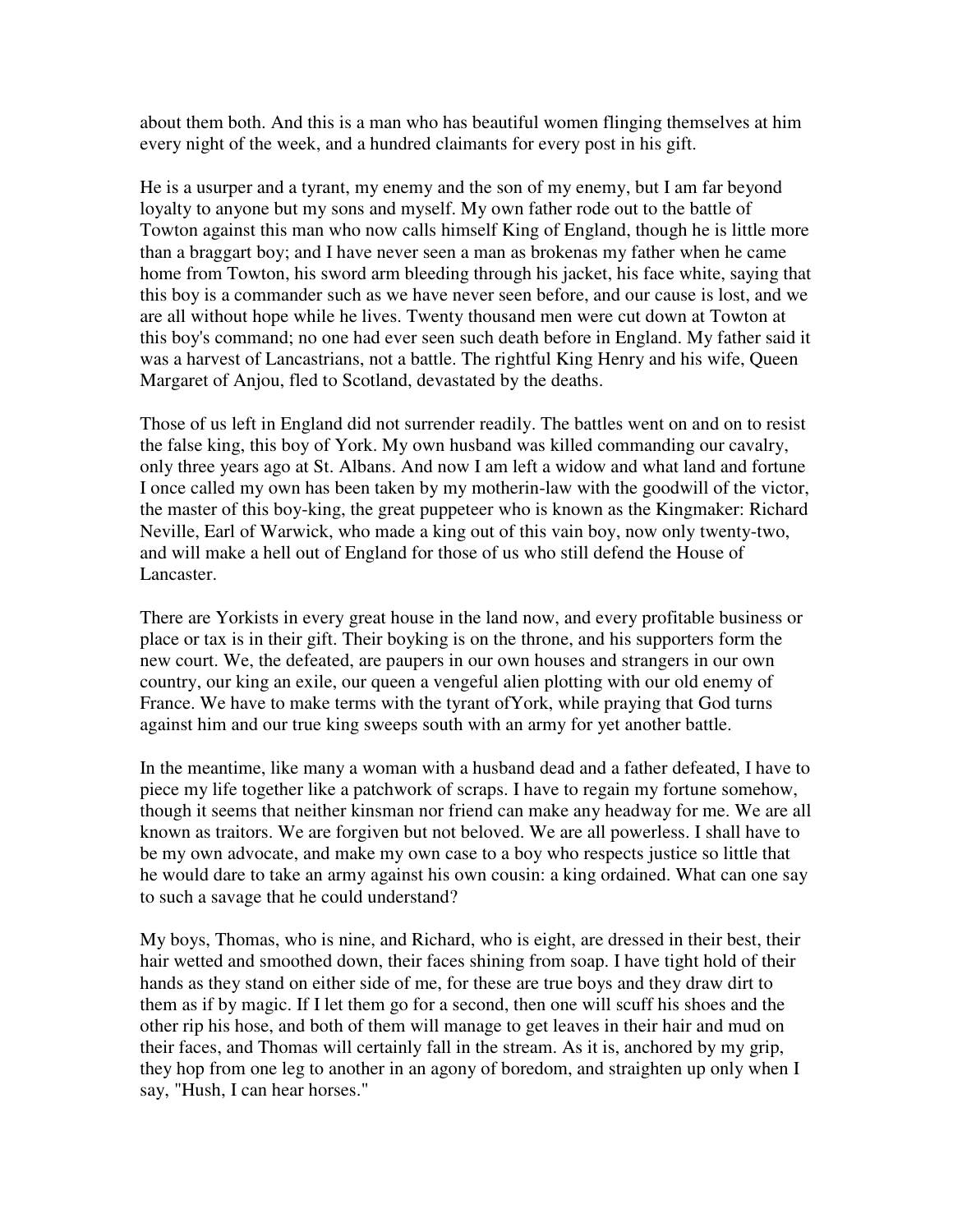about them both. And this is a man who has beautiful women flinging themselves at him every night of the week, and a hundred claimants for every post in his gift.

He is a usurper and a tyrant, my enemy and the son of my enemy, but I am far beyond loyalty to anyone but my sons and myself. My own father rode out to the battle of Towton against this man who now calls himself King of England, though he is little more than a braggart boy; and I have never seen a man as brokenas my father when he came home from Towton, his sword arm bleeding through his jacket, his face white, saying that this boy is a commander such as we have never seen before, and our cause is lost, and we are all without hope while he lives. Twenty thousand men were cut down at Towton at this boy's command; no one had ever seen such death before in England. My father said it was a harvest of Lancastrians, not a battle. The rightful King Henry and his wife, Queen Margaret of Anjou, fled to Scotland, devastated by the deaths.

Those of us left in England did not surrender readily. The battles went on and on to resist the false king, this boy of York. My own husband was killed commanding our cavalry, only three years ago at St. Albans. And now I am left a widow and what land and fortune I once called my own has been taken by my motherin-law with the goodwill of the victor, the master of this boy-king, the great puppeteer who is known as the Kingmaker: Richard Neville, Earl of Warwick, who made a king out of this vain boy, now only twenty-two, and will make a hell out of England for those of us who still defend the House of Lancaster.

There are Yorkists in every great house in the land now, and every profitable business or place or tax is in their gift. Their boyking is on the throne, and his supporters form the new court. We, the defeated, are paupers in our own houses and strangers in our own country, our king an exile, our queen a vengeful alien plotting with our old enemy of France. We have to make terms with the tyrant ofYork, while praying that God turns against him and our true king sweeps south with an army for yet another battle.

In the meantime, like many a woman with a husband dead and a father defeated, I have to piece my life together like a patchwork of scraps. I have to regain my fortune somehow, though it seems that neither kinsman nor friend can make any headway for me. We are all known as traitors. We are forgiven but not beloved. We are all powerless. I shall have to be my own advocate, and make my own case to a boy who respects justice so little that he would dare to take an army against his own cousin: a king ordained. What can one say to such a savage that he could understand?

My boys, Thomas, who is nine, and Richard, who is eight, are dressed in their best, their hair wetted and smoothed down, their faces shining from soap. I have tight hold of their hands as they stand on either side of me, for these are true boys and they draw dirt to them as if by magic. If I let them go for a second, then one will scuff his shoes and the other rip his hose, and both of them will manage to get leaves in their hair and mud on their faces, and Thomas will certainly fall in the stream. As it is, anchored by my grip, they hop from one leg to another in an agony of boredom, and straighten up only when I say, "Hush, I can hear horses."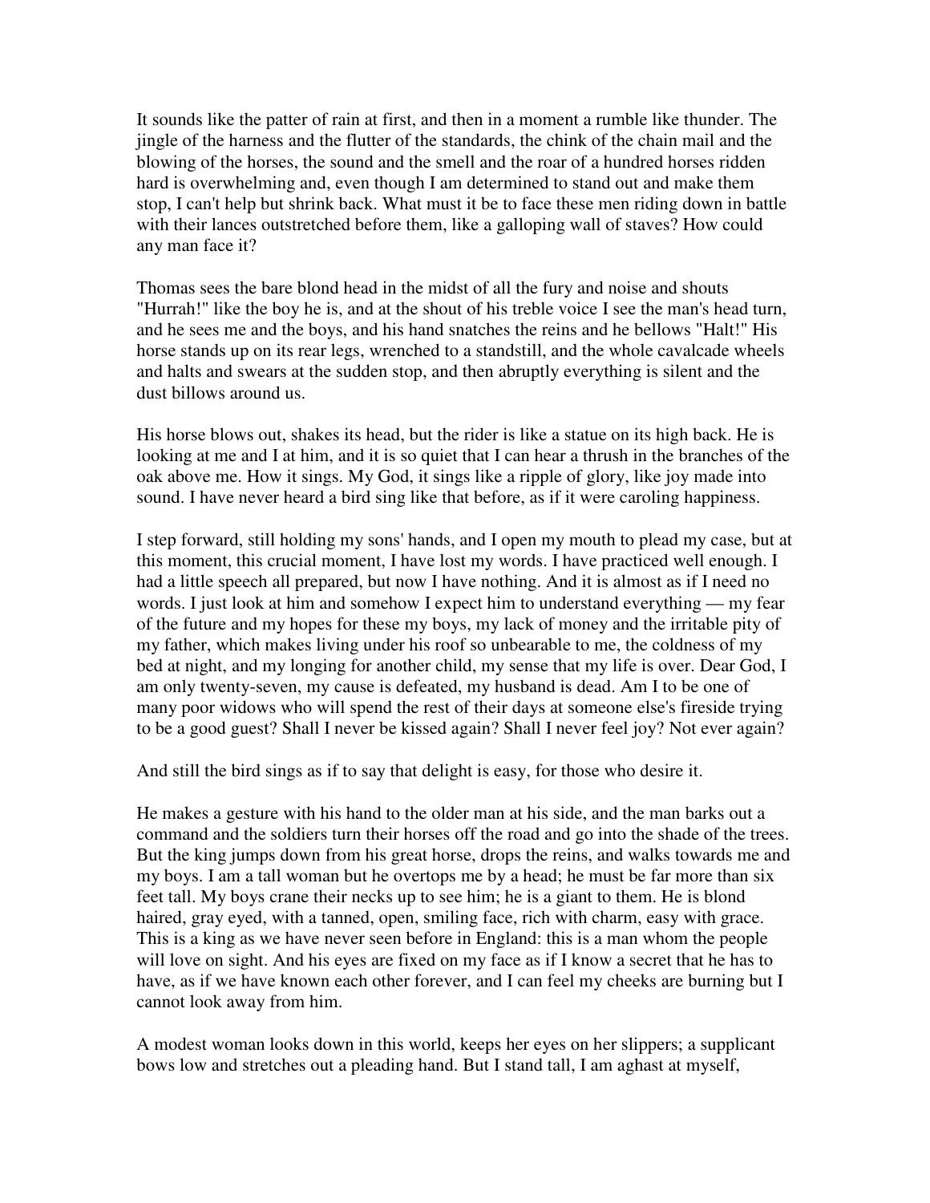It sounds like the patter of rain at first, and then in a moment a rumble like thunder. The jingle of the harness and the flutter of the standards, the chink of the chain mail and the blowing of the horses, the sound and the smell and the roar of a hundred horses ridden hard is overwhelming and, even though I am determined to stand out and make them stop, I can't help but shrink back. What must it be to face these men riding down in battle with their lances outstretched before them, like a galloping wall of staves? How could any man face it?

Thomas sees the bare blond head in the midst of all the fury and noise and shouts "Hurrah!" like the boy he is, and at the shout of his treble voice I see the man's head turn, and he sees me and the boys, and his hand snatches the reins and he bellows "Halt!" His horse stands up on its rear legs, wrenched to a standstill, and the whole cavalcade wheels and halts and swears at the sudden stop, and then abruptly everything is silent and the dust billows around us.

His horse blows out, shakes its head, but the rider is like a statue on its high back. He is looking at me and I at him, and it is so quiet that I can hear a thrush in the branches of the oak above me. How it sings. My God, it sings like a ripple of glory, like joy made into sound. I have never heard a bird sing like that before, as if it were caroling happiness.

I step forward, still holding my sons' hands, and I open my mouth to plead my case, but at this moment, this crucial moment, I have lost my words. I have practiced well enough. I had a little speech all prepared, but now I have nothing. And it is almost as if I need no words. I just look at him and somehow I expect him to understand everything — my fear of the future and my hopes for these my boys, my lack of money and the irritable pity of my father, which makes living under his roof so unbearable to me, the coldness of my bed at night, and my longing for another child, my sense that my life is over. Dear God, I am only twenty-seven, my cause is defeated, my husband is dead. Am I to be one of many poor widows who will spend the rest of their days at someone else's fireside trying to be a good guest? Shall I never be kissed again? Shall I never feel joy? Not ever again?

And still the bird sings as if to say that delight is easy, for those who desire it.

He makes a gesture with his hand to the older man at his side, and the man barks out a command and the soldiers turn their horses off the road and go into the shade of the trees. But the king jumps down from his great horse, drops the reins, and walks towards me and my boys. I am a tall woman but he overtops me by a head; he must be far more than six feet tall. My boys crane their necks up to see him; he is a giant to them. He is blond haired, gray eyed, with a tanned, open, smiling face, rich with charm, easy with grace. This is a king as we have never seen before in England: this is a man whom the people will love on sight. And his eyes are fixed on my face as if I know a secret that he has to have, as if we have known each other forever, and I can feel my cheeks are burning but I cannot look away from him.

A modest woman looks down in this world, keeps her eyes on her slippers; a supplicant bows low and stretches out a pleading hand. But I stand tall, I am aghast at myself,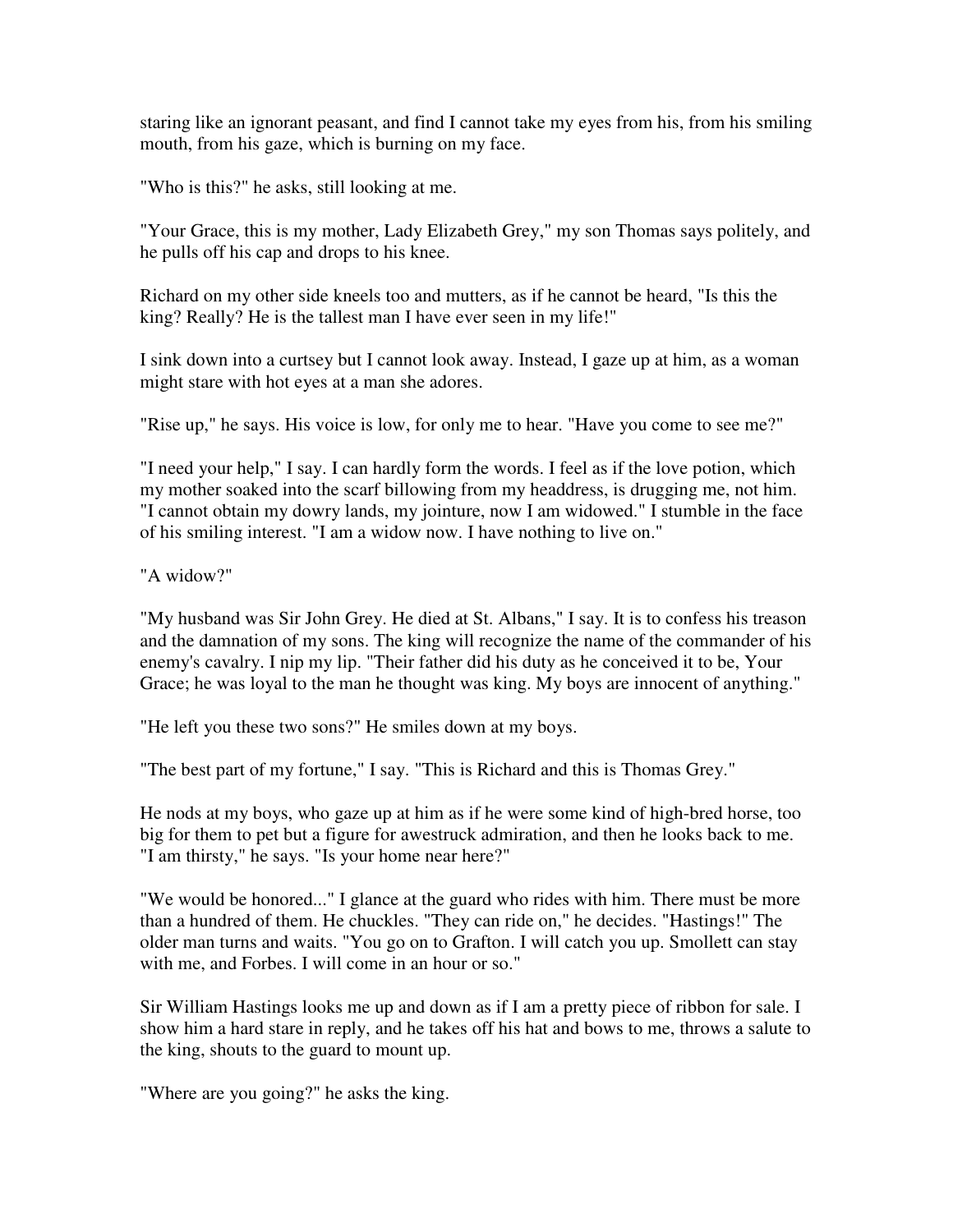staring like an ignorant peasant, and find I cannot take my eyes from his, from his smiling mouth, from his gaze, which is burning on my face.

"Who is this?" he asks, still looking at me.

"Your Grace, this is my mother, Lady Elizabeth Grey," my son Thomas says politely, and he pulls off his cap and drops to his knee.

Richard on my other side kneels too and mutters, as if he cannot be heard, "Is this the king? Really? He is the tallest man I have ever seen in my life!"

I sink down into a curtsey but I cannot look away. Instead, I gaze up at him, as a woman might stare with hot eyes at a man she adores.

"Rise up," he says. His voice is low, for only me to hear. "Have you come to see me?"

"I need your help," I say. I can hardly form the words. I feel as if the love potion, which my mother soaked into the scarf billowing from my headdress, is drugging me, not him. "I cannot obtain my dowry lands, my jointure, now I am widowed." I stumble in the face of his smiling interest. "I am a widow now. I have nothing to live on."

"A widow?"

"My husband was Sir John Grey. He died at St. Albans," I say. It is to confess his treason and the damnation of my sons. The king will recognize the name of the commander of his enemy's cavalry. I nip my lip. "Their father did his duty as he conceived it to be, Your Grace; he was loyal to the man he thought was king. My boys are innocent of anything."

"He left you these two sons?" He smiles down at my boys.

"The best part of my fortune," I say. "This is Richard and this is Thomas Grey."

He nods at my boys, who gaze up at him as if he were some kind of high-bred horse, too big for them to pet but a figure for awestruck admiration, and then he looks back to me. "I am thirsty," he says. "Is your home near here?"

"We would be honored..." I glance at the guard who rides with him. There must be more than a hundred of them. He chuckles. "They can ride on," he decides. "Hastings!" The older man turns and waits. "You go on to Grafton. I will catch you up. Smollett can stay with me, and Forbes. I will come in an hour or so."

Sir William Hastings looks me up and down as if I am a pretty piece of ribbon for sale. I show him a hard stare in reply, and he takes off his hat and bows to me, throws a salute to the king, shouts to the guard to mount up.

"Where are you going?" he asks the king.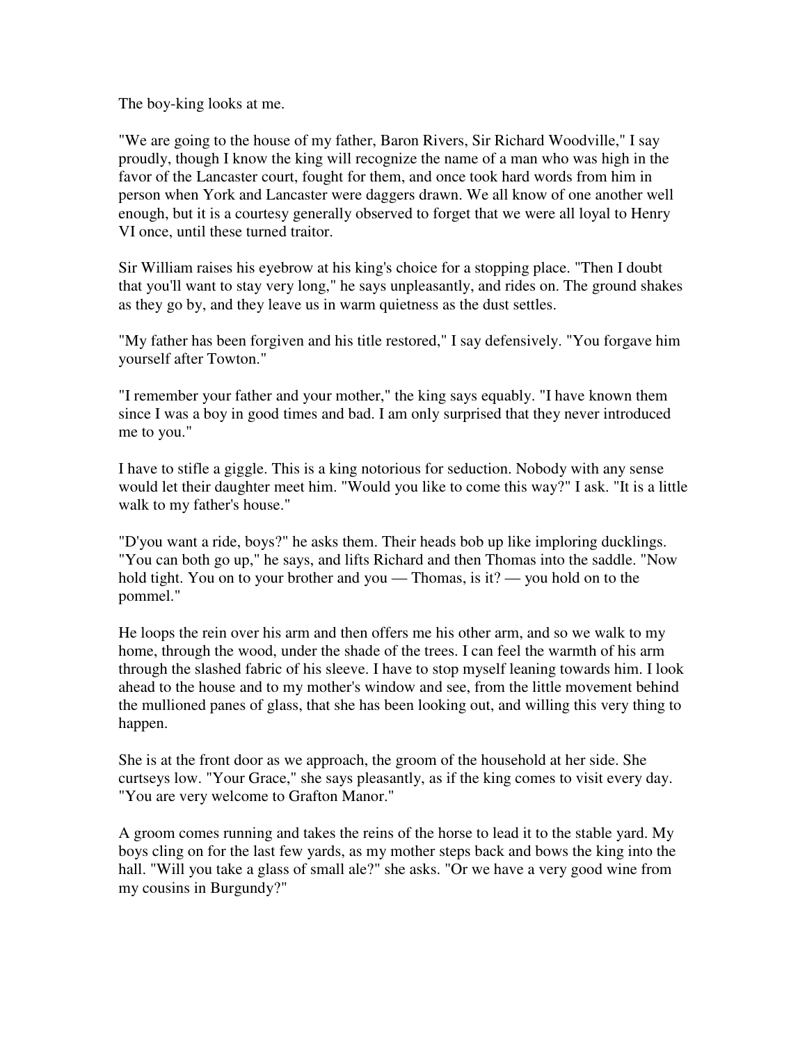The boy-king looks at me.

"We are going to the house of my father, Baron Rivers, Sir Richard Woodville," I say proudly, though I know the king will recognize the name of a man who was high in the favor of the Lancaster court, fought for them, and once took hard words from him in person when York and Lancaster were daggers drawn. We all know of one another well enough, but it is a courtesy generally observed to forget that we were all loyal to Henry VI once, until these turned traitor.

Sir William raises his eyebrow at his king's choice for a stopping place. "Then I doubt that you'll want to stay very long," he says unpleasantly, and rides on. The ground shakes as they go by, and they leave us in warm quietness as the dust settles.

"My father has been forgiven and his title restored," I say defensively. "You forgave him yourself after Towton."

"I remember your father and your mother," the king says equably. "I have known them since I was a boy in good times and bad. I am only surprised that they never introduced me to you."

I have to stifle a giggle. This is a king notorious for seduction. Nobody with any sense would let their daughter meet him. "Would you like to come this way?" I ask. "It is a little walk to my father's house."

"D'you want a ride, boys?" he asks them. Their heads bob up like imploring ducklings. "You can both go up," he says, and lifts Richard and then Thomas into the saddle. "Now hold tight. You on to your brother and you — Thomas, is it? — you hold on to the pommel."

He loops the rein over his arm and then offers me his other arm, and so we walk to my home, through the wood, under the shade of the trees. I can feel the warmth of his arm through the slashed fabric of his sleeve. I have to stop myself leaning towards him. I look ahead to the house and to my mother's window and see, from the little movement behind the mullioned panes of glass, that she has been looking out, and willing this very thing to happen.

She is at the front door as we approach, the groom of the household at her side. She curtseys low. "Your Grace," she says pleasantly, as if the king comes to visit every day. "You are very welcome to Grafton Manor."

A groom comes running and takes the reins of the horse to lead it to the stable yard. My boys cling on for the last few yards, as my mother steps back and bows the king into the hall. "Will you take a glass of small ale?" she asks. "Or we have a very good wine from my cousins in Burgundy?"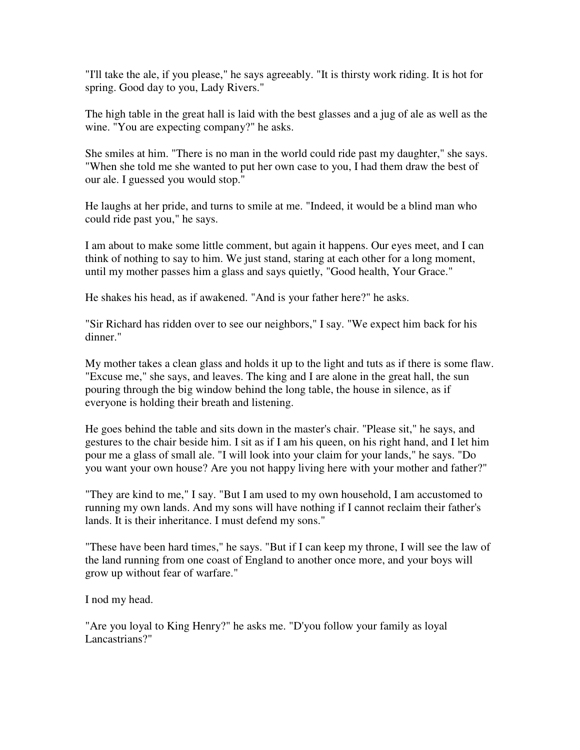"I'll take the ale, if you please," he says agreeably. "It is thirsty work riding. It is hot for spring. Good day to you, Lady Rivers."

The high table in the great hall is laid with the best glasses and a jug of ale as well as the wine. "You are expecting company?" he asks.

She smiles at him. "There is no man in the world could ride past my daughter," she says. "When she told me she wanted to put her own case to you, I had them draw the best of our ale. I guessed you would stop."

He laughs at her pride, and turns to smile at me. "Indeed, it would be a blind man who could ride past you," he says.

I am about to make some little comment, but again it happens. Our eyes meet, and I can think of nothing to say to him. We just stand, staring at each other for a long moment, until my mother passes him a glass and says quietly, "Good health, Your Grace."

He shakes his head, as if awakened. "And is your father here?" he asks.

"Sir Richard has ridden over to see our neighbors," I say. "We expect him back for his dinner."

My mother takes a clean glass and holds it up to the light and tuts as if there is some flaw. "Excuse me," she says, and leaves. The king and I are alone in the great hall, the sun pouring through the big window behind the long table, the house in silence, as if everyone is holding their breath and listening.

He goes behind the table and sits down in the master's chair. "Please sit," he says, and gestures to the chair beside him. I sit as if I am his queen, on his right hand, and I let him pour me a glass of small ale. "I will look into your claim for your lands," he says. "Do you want your own house? Are you not happy living here with your mother and father?"

"They are kind to me," I say. "But I am used to my own household, I am accustomed to running my own lands. And my sons will have nothing if I cannot reclaim their father's lands. It is their inheritance. I must defend my sons."

"These have been hard times," he says. "But if I can keep my throne, I will see the law of the land running from one coast of England to another once more, and your boys will grow up without fear of warfare."

I nod my head.

"Are you loyal to King Henry?" he asks me. "D'you follow your family as loyal Lancastrians?"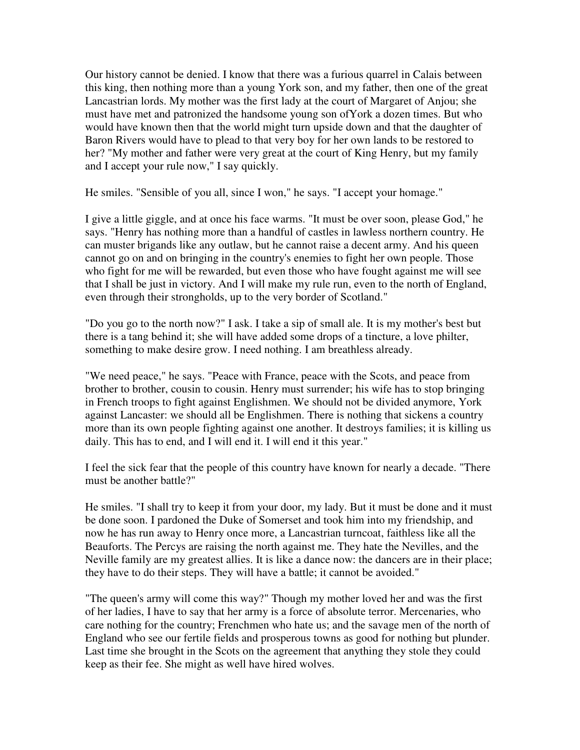Our history cannot be denied. I know that there was a furious quarrel in Calais between this king, then nothing more than a young York son, and my father, then one of the great Lancastrian lords. My mother was the first lady at the court of Margaret of Anjou; she must have met and patronized the handsome young son ofYork a dozen times. But who would have known then that the world might turn upside down and that the daughter of Baron Rivers would have to plead to that very boy for her own lands to be restored to her? "My mother and father were very great at the court of King Henry, but my family and I accept your rule now," I say quickly.

He smiles. "Sensible of you all, since I won," he says. "I accept your homage."

I give a little giggle, and at once his face warms. "It must be over soon, please God," he says. "Henry has nothing more than a handful of castles in lawless northern country. He can muster brigands like any outlaw, but he cannot raise a decent army. And his queen cannot go on and on bringing in the country's enemies to fight her own people. Those who fight for me will be rewarded, but even those who have fought against me will see that I shall be just in victory. And I will make my rule run, even to the north of England, even through their strongholds, up to the very border of Scotland."

"Do you go to the north now?" I ask. I take a sip of small ale. It is my mother's best but there is a tang behind it; she will have added some drops of a tincture, a love philter, something to make desire grow. I need nothing. I am breathless already.

"We need peace," he says. "Peace with France, peace with the Scots, and peace from brother to brother, cousin to cousin. Henry must surrender; his wife has to stop bringing in French troops to fight against Englishmen. We should not be divided anymore, York against Lancaster: we should all be Englishmen. There is nothing that sickens a country more than its own people fighting against one another. It destroys families; it is killing us daily. This has to end, and I will end it. I will end it this year."

I feel the sick fear that the people of this country have known for nearly a decade. "There must be another battle?"

He smiles. "I shall try to keep it from your door, my lady. But it must be done and it must be done soon. I pardoned the Duke of Somerset and took him into my friendship, and now he has run away to Henry once more, a Lancastrian turncoat, faithless like all the Beauforts. The Percys are raising the north against me. They hate the Nevilles, and the Neville family are my greatest allies. It is like a dance now: the dancers are in their place; they have to do their steps. They will have a battle; it cannot be avoided."

"The queen's army will come this way?" Though my mother loved her and was the first of her ladies, I have to say that her army is a force of absolute terror. Mercenaries, who care nothing for the country; Frenchmen who hate us; and the savage men of the north of England who see our fertile fields and prosperous towns as good for nothing but plunder. Last time she brought in the Scots on the agreement that anything they stole they could keep as their fee. She might as well have hired wolves.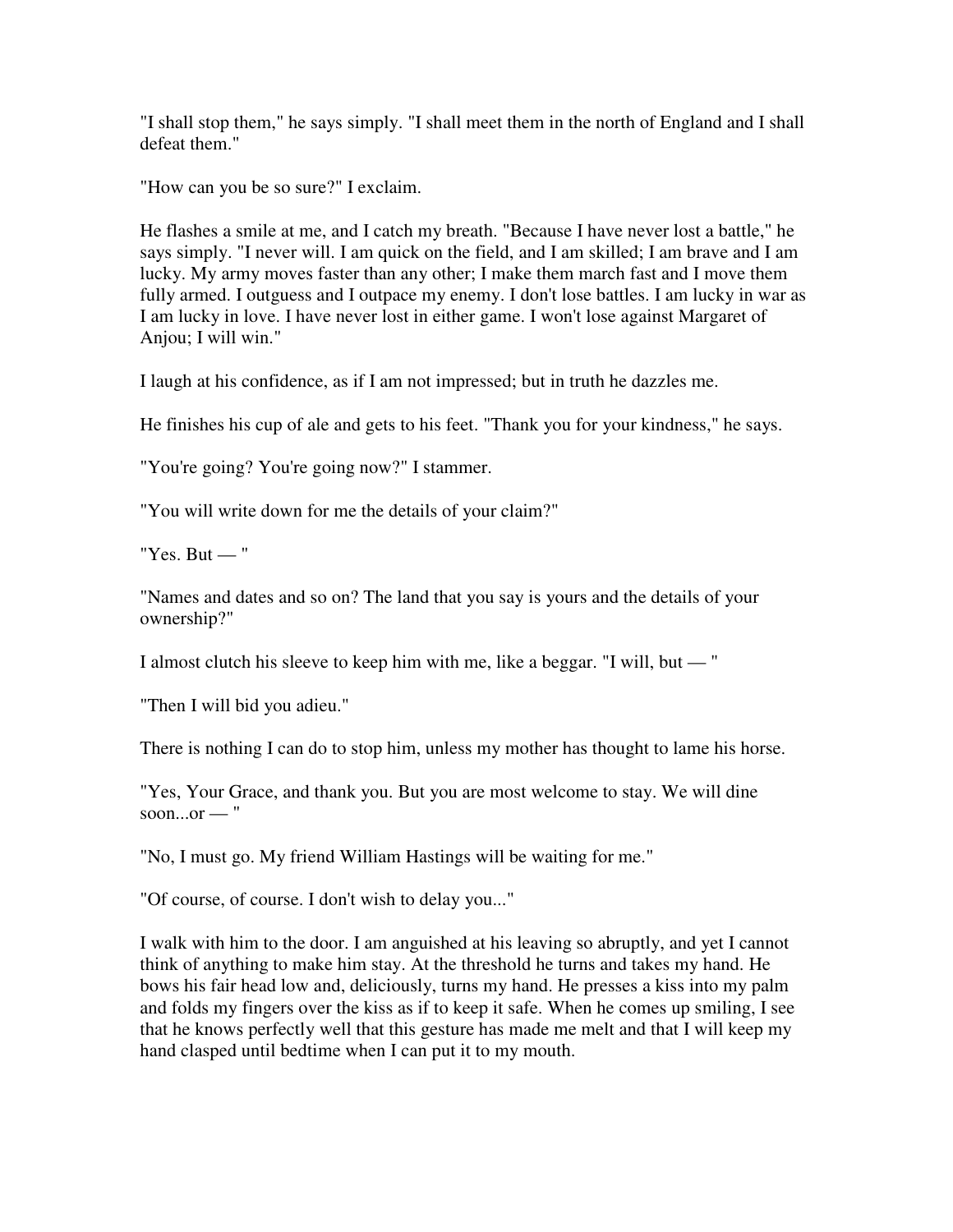"I shall stop them," he says simply. "I shall meet them in the north of England and I shall defeat them."

"How can you be so sure?" I exclaim.

He flashes a smile at me, and I catch my breath. "Because I have never lost a battle," he says simply. "I never will. I am quick on the field, and I am skilled; I am brave and I am lucky. My army moves faster than any other; I make them march fast and I move them fully armed. I outguess and I outpace my enemy. I don't lose battles. I am lucky in war as I am lucky in love. I have never lost in either game. I won't lose against Margaret of Anjou; I will win."

I laugh at his confidence, as if I am not impressed; but in truth he dazzles me.

He finishes his cup of ale and gets to his feet. "Thank you for your kindness," he says.

"You're going? You're going now?" I stammer.

"You will write down for me the details of your claim?"

"Yes. But — "

"Names and dates and so on? The land that you say is yours and the details of your ownership?"

I almost clutch his sleeve to keep him with me, like a beggar. "I will, but — "

"Then I will bid you adieu."

There is nothing I can do to stop him, unless my mother has thought to lame his horse.

"Yes, Your Grace, and thank you. But you are most welcome to stay. We will dine soon...or — "

"No, I must go. My friend William Hastings will be waiting for me."

"Of course, of course. I don't wish to delay you..."

I walk with him to the door. I am anguished at his leaving so abruptly, and yet I cannot think of anything to make him stay. At the threshold he turns and takes my hand. He bows his fair head low and, deliciously, turns my hand. He presses a kiss into my palm and folds my fingers over the kiss as if to keep it safe. When he comes up smiling, I see that he knows perfectly well that this gesture has made me melt and that I will keep my hand clasped until bedtime when I can put it to my mouth.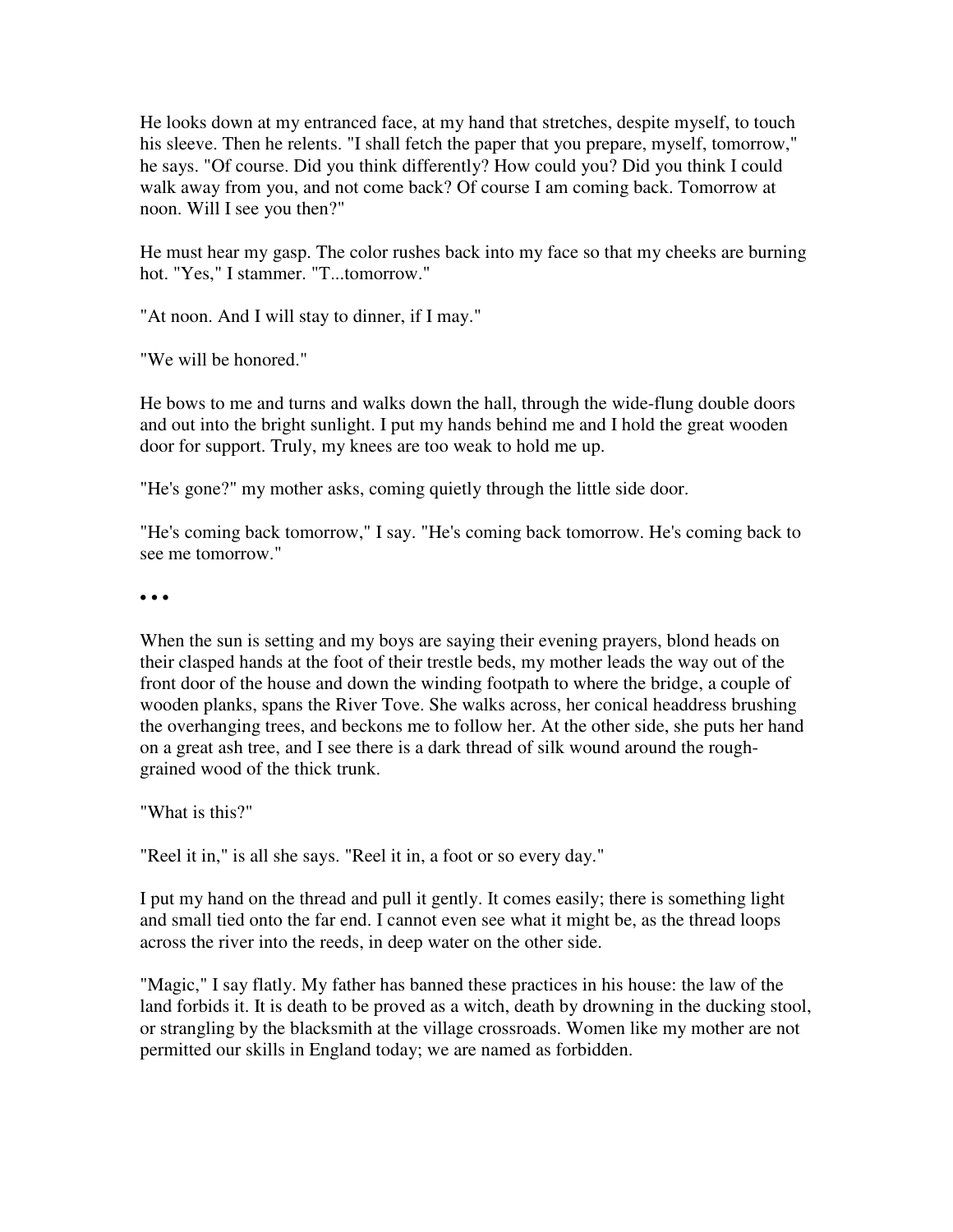He looks down at my entranced face, at my hand that stretches, despite myself, to touch his sleeve. Then he relents. "I shall fetch the paper that you prepare, myself, tomorrow," he says. "Of course. Did you think differently? How could you? Did you think I could walk away from you, and not come back? Of course I am coming back. Tomorrow at noon. Will I see you then?"

He must hear my gasp. The color rushes back into my face so that my cheeks are burning hot. "Yes," I stammer. "T...tomorrow."

"At noon. And I will stay to dinner, if I may."

"We will be honored."

He bows to me and turns and walks down the hall, through the wide-flung double doors and out into the bright sunlight. I put my hands behind me and I hold the great wooden door for support. Truly, my knees are too weak to hold me up.

"He's gone?" my mother asks, coming quietly through the little side door.

"He's coming back tomorrow," I say. "He's coming back tomorrow. He's coming back to see me tomorrow."

• • •

When the sun is setting and my boys are saying their evening prayers, blond heads on their clasped hands at the foot of their trestle beds, my mother leads the way out of the front door of the house and down the winding footpath to where the bridge, a couple of wooden planks, spans the River Tove. She walks across, her conical headdress brushing the overhanging trees, and beckons me to follow her. At the other side, she puts her hand on a great ash tree, and I see there is a dark thread of silk wound around the rough-grained wood of the thick trunk.

"What is this?"

"Reel it in," is all she says. "Reel it in, a foot or so every day."

I put my hand on the thread and pull it gently. It comes easily; there is something light and small tied onto the far end. I cannot even see what it might be, as the thread loops across the river into the reeds, in deep water on the other side.

"Magic," I say flatly. My father has banned these practices in his house: the law of the land forbids it. It is death to be proved as a witch, death by drowning in the ducking stool, or strangling by the blacksmith at the village crossroads. Women like my mother are not permitted our skills in England today; we are named as forbidden.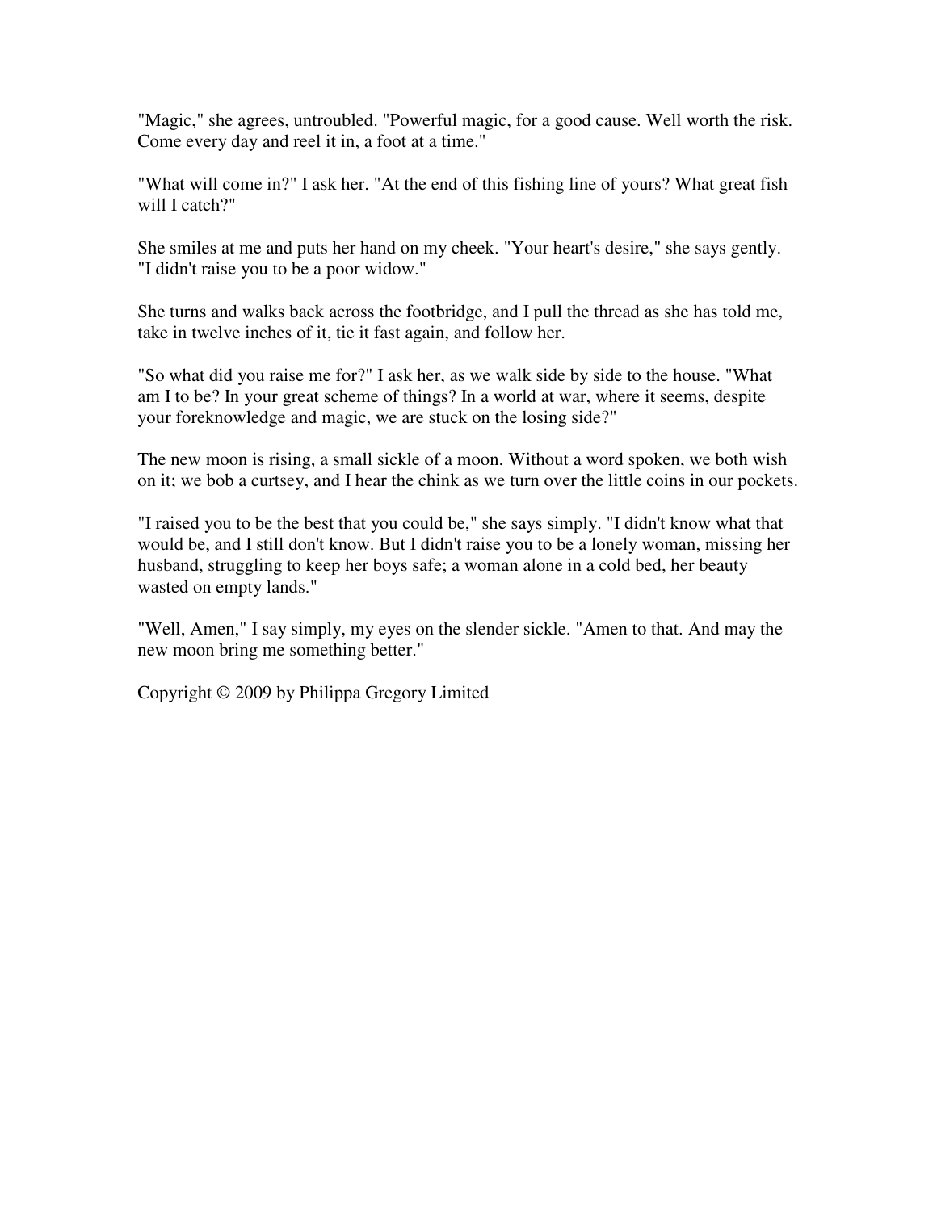"Magic," she agrees, untroubled. "Powerful magic, for a good cause. Well worth the risk. Come every day and reel it in, a foot at a time."

"What will come in?" I ask her. "At the end of this fishing line of yours? What great fish will I catch?"

She smiles at me and puts her hand on my cheek. "Your heart's desire," she says gently. "I didn't raise you to be a poor widow."

She turns and walks back across the footbridge, and I pull the thread as she has told me, take in twelve inches of it, tie it fast again, and follow her.

"So what did you raise me for?" I ask her, as we walk side by side to the house. "What am I to be? In your great scheme of things? In a world at war, where it seems, despite your foreknowledge and magic, we are stuck on the losing side?"

The new moon is rising, a small sickle of a moon. Without a word spoken, we both wish on it; we bob a curtsey, and I hear the chink as we turn over the little coins in our pockets.

"I raised you to be the best that you could be," she says simply. "I didn't know what that would be, and I still don't know. But I didn't raise you to be a lonely woman, missing her husband, struggling to keep her boys safe; a woman alone in a cold bed, her beauty wasted on empty lands."

"Well, Amen," I say simply, my eyes on the slender sickle. "Amen to that. And may the new moon bring me something better."

Copyright © 2009 by Philippa Gregory Limited